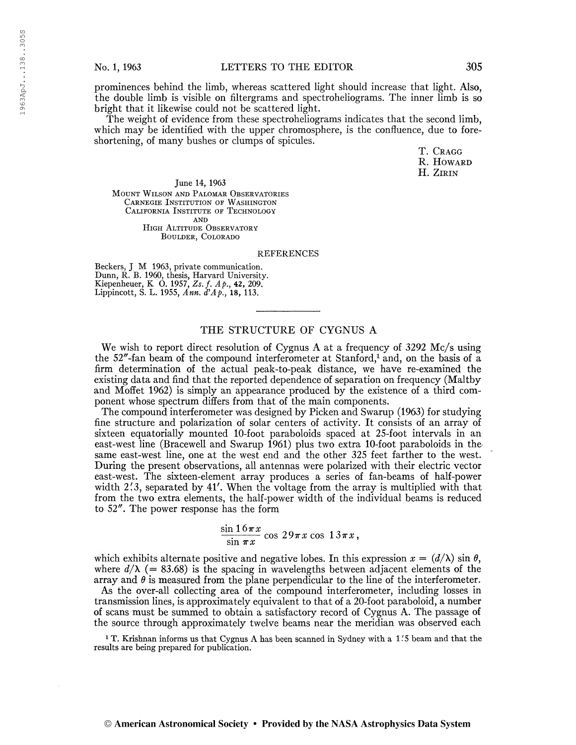prominences behind the limb, whereas scattered light should increase that light. Also, the double limb is visible on filtergrams and spectroheliograms. The inner limb is so bright that it likewise could not be scattered light.

The weight of evidence from these spectroheliograms indicates that the second limb, which may be identified with the upper chromosphere, is the confluence, due to foreshortening, of many bushes or clumps of spicules.

T. CRAGG
R. HOWARD
H. ZIRIN

June 14, 1963
MOUNT WILSON AND PALOMAR OBSERVATORIES
CARNEGIE INSTITUTION OF WASHINGTON
CALIFORNIA INSTITUTE OF TECHNOLOGY
AND
HIGH ALTITUDE OBSERVATORY
BOULDER, COLORADO

REFERENCES

Beckers, J M 1963, private communication.
Dunn, R. B. 1960, thesis, Harvard University.
Kiepenheuer, K O. 1957, *Zs. f. Ap.*, **42**, 209.
Lippincott, S. L. 1955, *Ann. d'Ap.*, **18**, 113.

## THE STRUCTURE OF CYGNUS A

We wish to report direct resolution of Cygnus A at a frequency of 3292 Mc/s using the 52″-fan beam of the compound interferometer at Stanford,[1] and, on the basis of a firm determination of the actual peak-to-peak distance, we have re-examined the existing data and find that the reported dependence of separation on frequency (Maltby and Moffet 1962) is simply an appearance produced by the existence of a third component whose spectrum differs from that of the main components.

The compound interferometer was designed by Picken and Swarup (1963) for studying fine structure and polarization of solar centers of activity. It consists of an array of sixteen equatorially mounted 10-foot paraboloids spaced at 25-foot intervals in an east-west line (Bracewell and Swarup 1961) plus two extra 10-foot paraboloids in the same east-west line, one at the west end and the other 325 feet farther to the west. During the present observations, all antennas were polarized with their electric vector east-west. The sixteen-element array produces a series of fan-beams of half-power width 2′.3, separated by 41′. When the voltage from the array is multiplied with that from the two extra elements, the half-power width of the individual beams is reduced to 52″. The power response has the form

$$\frac{\sin 16\pi x}{\sin \pi x} \cos 29\pi x \cos 13\pi x\,,$$

which exhibits alternate positive and negative lobes. In this expression $x = (d/\lambda) \sin \theta$, where $d/\lambda$ ($= 83.68$) is the spacing in wavelengths between adjacent elements of the array and $\theta$ is measured from the plane perpendicular to the line of the interferometer.

As the over-all collecting area of the compound interferometer, including losses in transmission lines, is approximately equivalent to that of a 20-foot paraboloid, a number of scans must be summed to obtain a satisfactory record of Cygnus A. The passage of the source through approximately twelve beams near the meridian was observed each

[1] T. Krishnan informs us that Cygnus A has been scanned in Sydney with a 1′.5 beam and that the results are being prepared for publication.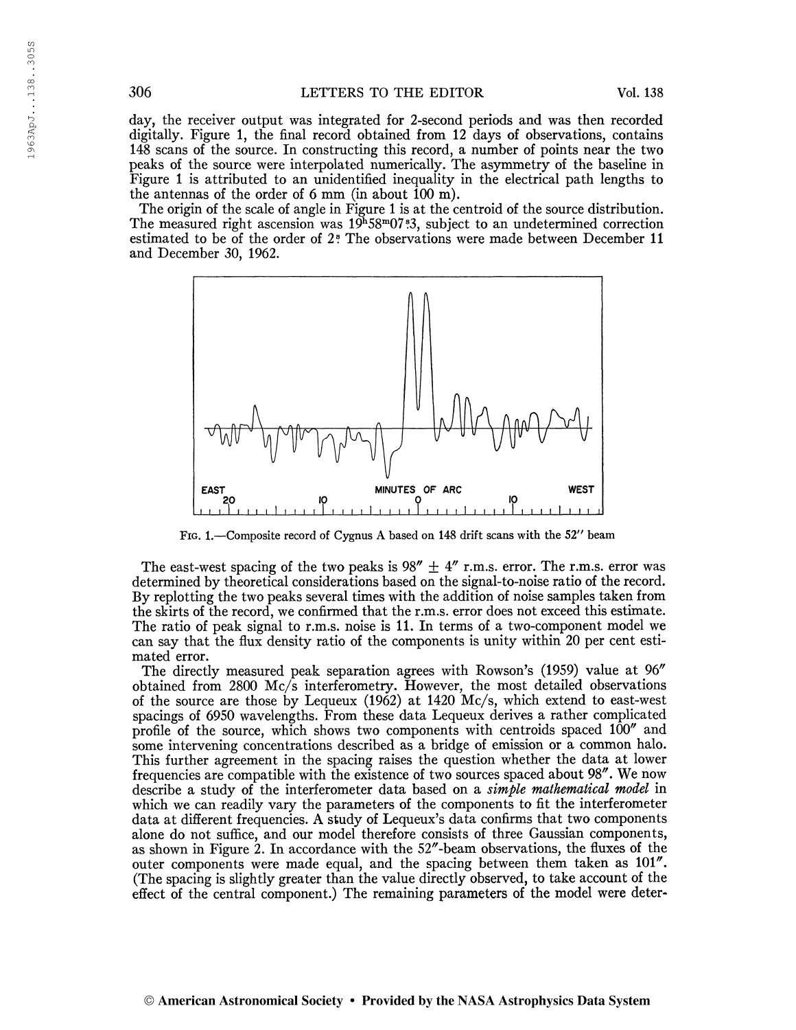day, the receiver output was integrated for 2-second periods and was then recorded digitally. Figure 1, the final record obtained from 12 days of observations, contains 148 scans of the source. In constructing this record, a number of points near the two peaks of the source were interpolated numerically. The asymmetry of the baseline in Figure 1 is attributed to an unidentified inequality in the electrical path lengths to the antennas of the order of 6 mm (in about 100 m).

The origin of the scale of angle in Figure 1 is at the centroid of the source distribution. The measured right ascension was $19^h58^m07^s.3$, subject to an undetermined correction estimated to be of the order of $2^s$. The observations were made between December 11 and December 30, 1962.

FIG. 1.—Composite record of Cygnus A based on 148 drift scans with the 52″ beam

The east-west spacing of the two peaks is 98″ ± 4″ r.m.s. error. The r.m.s. error was determined by theoretical considerations based on the signal-to-noise ratio of the record. By replotting the two peaks several times with the addition of noise samples taken from the skirts of the record, we confirmed that the r.m.s. error does not exceed this estimate. The ratio of peak signal to r.m.s. noise is 11. In terms of a two-component model we can say that the flux density ratio of the components is unity within 20 per cent estimated error.

The directly measured peak separation agrees with Rowson's (1959) value at 96″ obtained from 2800 Mc/s interferometry. However, the most detailed observations of the source are those by Lequeux (1962) at 1420 Mc/s, which extend to east-west spacings of 6950 wavelengths. From these data Lequeux derives a rather complicated profile of the source, which shows two components with centroids spaced 100″ and some intervening concentrations described as a bridge of emission or a common halo. This further agreement in the spacing raises the question whether the data at lower frequencies are compatible with the existence of two sources spaced about 98″. We now describe a study of the interferometer data based on a *simple mathematical model* in which we can readily vary the parameters of the components to fit the interferometer data at different frequencies. A study of Lequeux's data confirms that two components alone do not suffice, and our model therefore consists of three Gaussian components, as shown in Figure 2. In accordance with the 52″-beam observations, the fluxes of the outer components were made equal, and the spacing between them taken as 101″. (The spacing is slightly greater than the value directly observed, to take account of the effect of the central component.) The remaining parameters of the model were deter-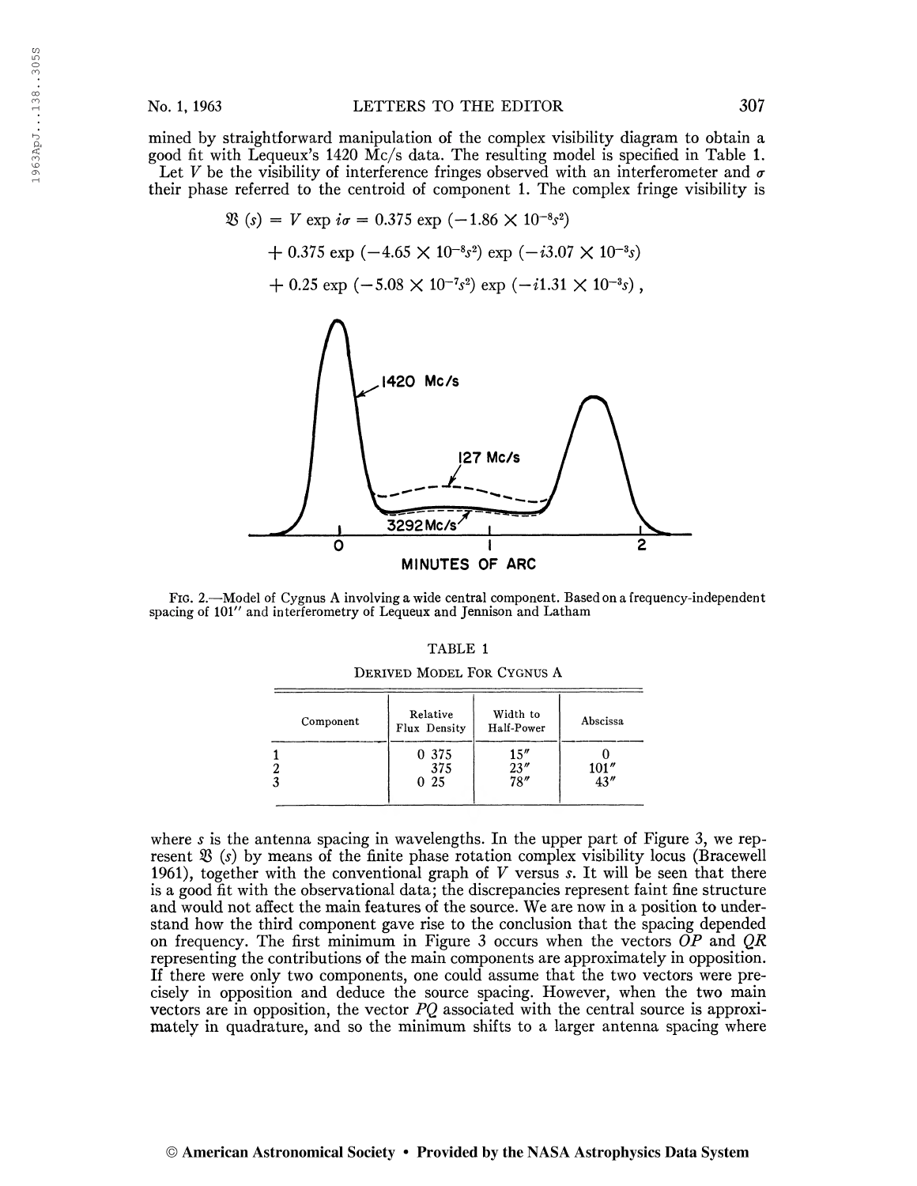mined by straightforward manipulation of the complex visibility diagram to obtain a good fit with Lequeux's 1420 Mc/s data. The resulting model is specified in Table 1.

Let $V$ be the visibility of interference fringes observed with an interferometer and $\sigma$ their phase referred to the centroid of component 1. The complex fringe visibility is

$$\mathfrak{B}(s) = V \exp i\sigma = 0.375 \exp(-1.86 \times 10^{-8} s^2)$$
$$+ 0.375 \exp(-4.65 \times 10^{-8} s^2) \exp(-i3.07 \times 10^{-3} s)$$
$$+ 0.25 \exp(-5.08 \times 10^{-7} s^2) \exp(-i1.31 \times 10^{-3} s),$$

FIG. 2.—Model of Cygnus A involving a wide central component. Based on a frequency-independent spacing of 101″ and interferometry of Lequeux and Jennison and Latham

TABLE 1

DERIVED MODEL FOR CYGNUS A

| Component | Relative Flux Density | Width to Half-Power | Abscissa |
|---|---|---|---|
| 1 | 0 375 | 15″ | 0 |
| 2 | 375 | 23″ | 101″ |
| 3 | 0 25 | 78″ | 43″ |

where $s$ is the antenna spacing in wavelengths. In the upper part of Figure 3, we represent $\mathfrak{B}(s)$ by means of the finite phase rotation complex visibility locus (Bracewell 1961), together with the conventional graph of $V$ versus $s$. It will be seen that there is a good fit with the observational data; the discrepancies represent faint fine structure and would not affect the main features of the source. We are now in a position to understand how the third component gave rise to the conclusion that the spacing depended on frequency. The first minimum in Figure 3 occurs when the vectors $OP$ and $QR$ representing the contributions of the main components are approximately in opposition. If there were only two components, one could assume that the two vectors were precisely in opposition and deduce the source spacing. However, when the two main vectors are in opposition, the vector $PQ$ associated with the central source is approximately in quadrature, and so the minimum shifts to a larger antenna spacing where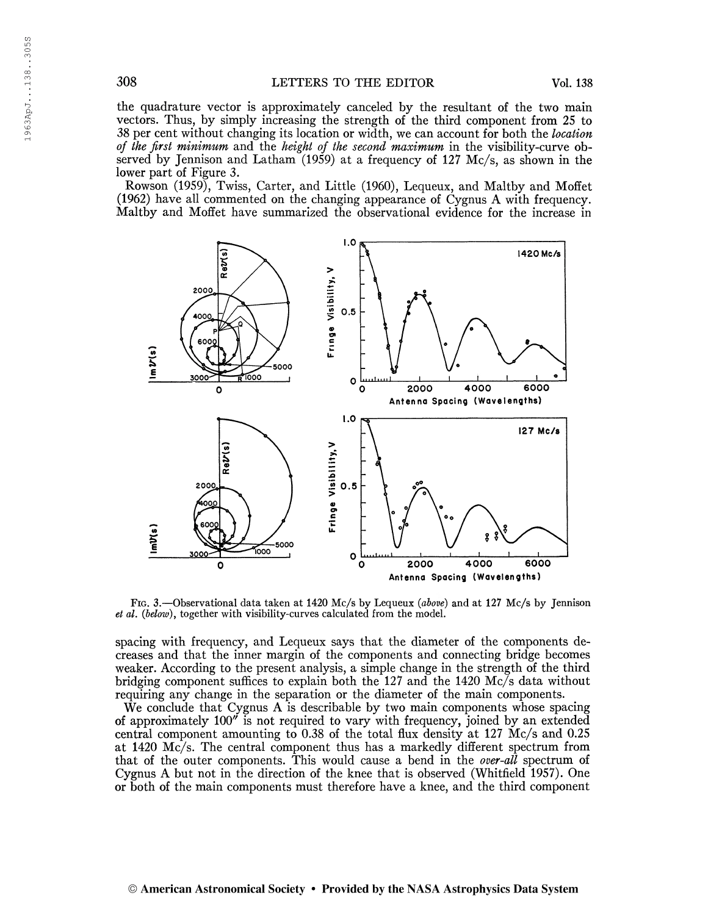the quadrature vector is approximately canceled by the resultant of the two main vectors. Thus, by simply increasing the strength of the third component from 25 to 38 per cent without changing its location or width, we can account for both the *location of the first minimum* and the *height of the second maximum* in the visibility-curve observed by Jennison and Latham (1959) at a frequency of 127 Mc/s, as shown in the lower part of Figure 3.

Rowson (1959), Twiss, Carter, and Little (1960), Lequeux, and Maltby and Moffet (1962) have all commented on the changing appearance of Cygnus A with frequency. Maltby and Moffet have summarized the observational evidence for the increase in spacing with frequency, and Lequeux says that the diameter of the components decreases and that the inner margin of the components and connecting bridge becomes weaker. According to the present analysis, a simple change in the strength of the third bridging component suffices to explain both the 127 and the 1420 Mc/s data without requiring any change in the separation or the diameter of the main components.

FIG. 3.—Observational data taken at 1420 Mc/s by Lequeux (*above*) and at 127 Mc/s by Jennison *et al.* (*below*), together with visibility-curves calculated from the model.

We conclude that Cygnus A is describable by two main components whose spacing of approximately 100″ is not required to vary with frequency, joined by an extended central component amounting to 0.38 of the total flux density at 127 Mc/s and 0.25 at 1420 Mc/s. The central component thus has a markedly different spectrum from that of the outer components. This would cause a bend in the *over-all* spectrum of Cygnus A but not in the direction of the knee that is observed (Whitfield 1957). One or both of the main components must therefore have a knee, and the third component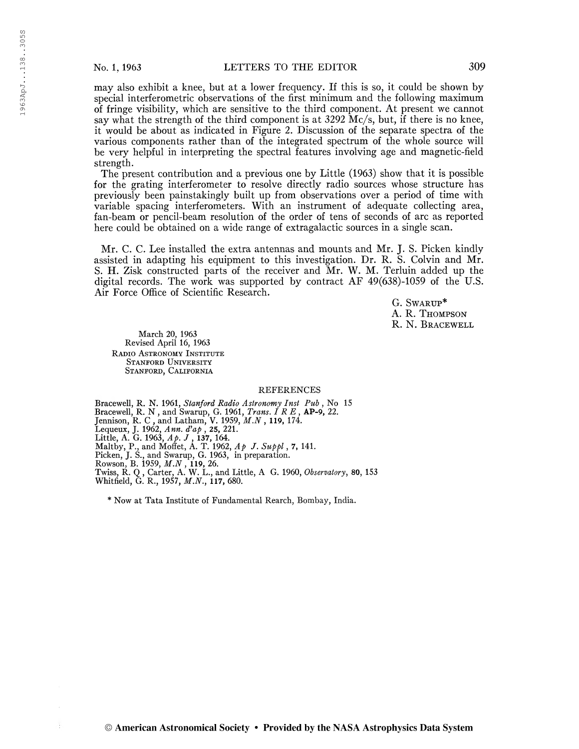may also exhibit a knee, but at a lower frequency. If this is so, it could be shown by special interferometric observations of the first minimum and the following maximum of fringe visibility, which are sensitive to the third component. At present we cannot say what the strength of the third component is at 3292 Mc/s, but, if there is no knee, it would be about as indicated in Figure 2. Discussion of the separate spectra of the various components rather than of the integrated spectrum of the whole source will be very helpful in interpreting the spectral features involving age and magnetic-field strength.

The present contribution and a previous one by Little (1963) show that it is possible for the grating interferometer to resolve directly radio sources whose structure has previously been painstakingly built up from observations over a period of time with variable spacing interferometers. With an instrument of adequate collecting area, fan-beam or pencil-beam resolution of the order of tens of seconds of arc as reported here could be obtained on a wide range of extragalactic sources in a single scan.

Mr. C. C. Lee installed the extra antennas and mounts and Mr. J. S. Picken kindly assisted in adapting his equipment to this investigation. Dr. R. S. Colvin and Mr. S. H. Zisk constructed parts of the receiver and Mr. W. M. Terluin added up the digital records. The work was supported by contract AF 49(638)-1059 of the U.S. Air Force Office of Scientific Research.

G. SWARUP*
A. R. THOMPSON
R. N. BRACEWELL

March 20, 1963
Revised April 16, 1963
RADIO ASTRONOMY INSTITUTE
STANFORD UNIVERSITY
STANFORD, CALIFORNIA

## REFERENCES

Bracewell, R. N. 1961, *Stanford Radio Astronomy Inst Pub*, No 15
Bracewell, R. N, and Swarup, G. 1961, *Trans. I R E*, **AP-9**, 22.
Jennison, R. C, and Latham, V. 1959, *M.N*, **119**, 174.
Lequeux, J. 1962, *Ann. d'ap*, **25**, 221.
Little, A. G. 1963, *Ap. J*, **137**, 164.
Maltby, P., and Moffet, A. T. 1962, *Ap J. Suppl*, **7**, 141.
Picken, J. S., and Swarup, G. 1963, in preparation.
Rowson, B. 1959, *M.N*, **119**, 26.
Twiss, R. Q, Carter, A. W. L., and Little, A G. 1960, *Observatory*, **80**, 153
Whitfield, G. R., 1957, *M.N.*, **117**, 680.

\* Now at Tata Institute of Fundamental Rearch, Bombay, India.